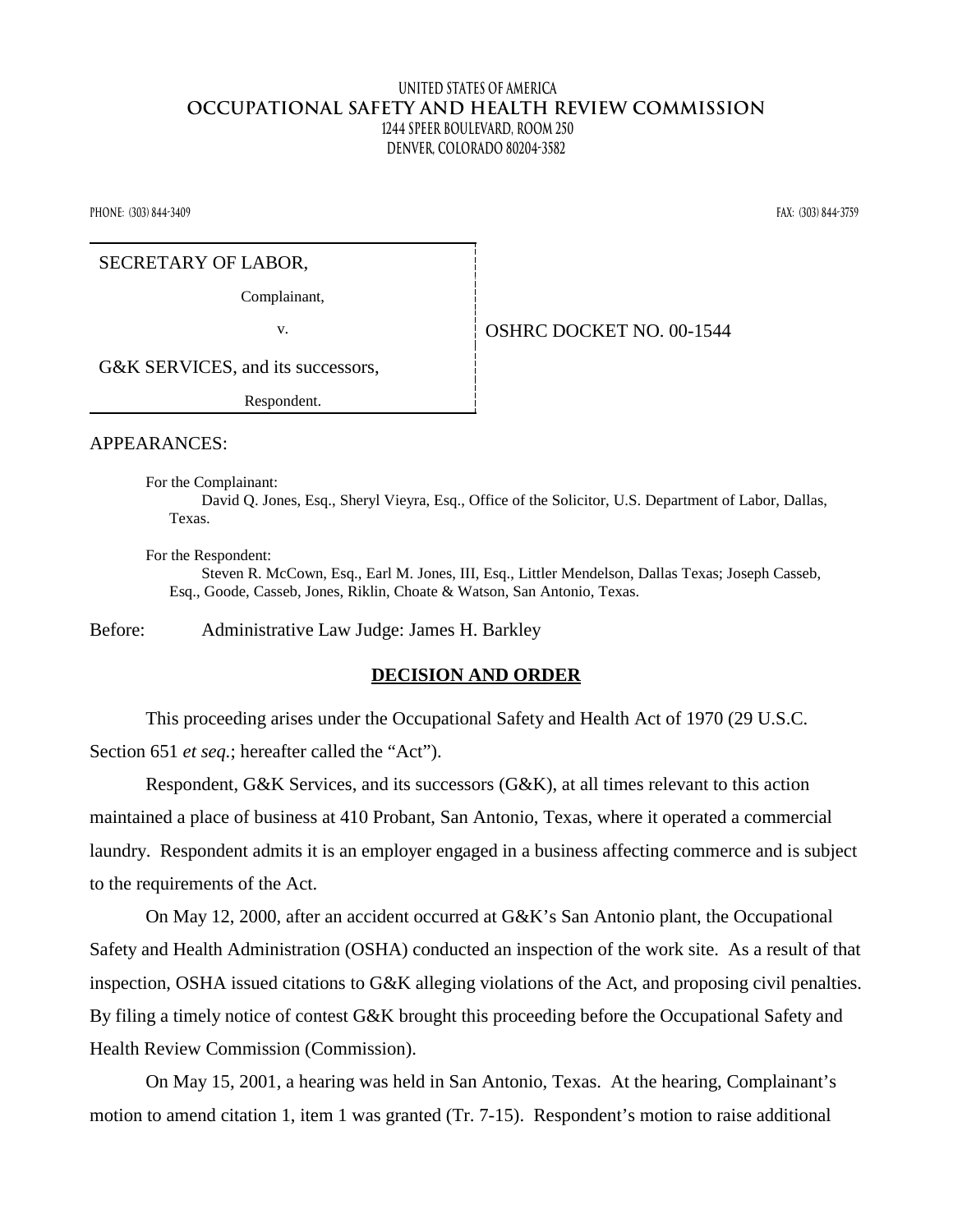UNITED STATES OF AMERICA

**OCCUPATIONAL SAFETY AND HEALTH REVIEW COMMISSION**

1244 SPEER BOULEVARD, ROOM 250

DENVER, COLORADO 80204-3582

PHONE: (303) 844-3409 FAX: (303) 844-3759

| | |
|---|---|
| SECRETARY OF LABOR,<br>Complainant,<br>v.<br>G&K SERVICES, and its successors,<br>Respondent. | OSHRC DOCKET NO. 00-1544 |

APPEARANCES:

For the Complainant:
David Q. Jones, Esq., Sheryl Vieyra, Esq., Office of the Solicitor, U.S. Department of Labor, Dallas, Texas.

For the Respondent:
Steven R. McCown, Esq., Earl M. Jones, III, Esq., Littler Mendelson, Dallas Texas; Joseph Casseb, Esq., Goode, Casseb, Jones, Riklin, Choate & Watson, San Antonio, Texas.

Before: Administrative Law Judge: James H. Barkley

## DECISION AND ORDER

This proceeding arises under the Occupational Safety and Health Act of 1970 (29 U.S.C. Section 651 *et seq.*; hereafter called the "Act").

Respondent, G&K Services, and its successors (G&K), at all times relevant to this action maintained a place of business at 410 Probant, San Antonio, Texas, where it operated a commercial laundry. Respondent admits it is an employer engaged in a business affecting commerce and is subject to the requirements of the Act.

On May 12, 2000, after an accident occurred at G&K's San Antonio plant, the Occupational Safety and Health Administration (OSHA) conducted an inspection of the work site. As a result of that inspection, OSHA issued citations to G&K alleging violations of the Act, and proposing civil penalties. By filing a timely notice of contest G&K brought this proceeding before the Occupational Safety and Health Review Commission (Commission).

On May 15, 2001, a hearing was held in San Antonio, Texas. At the hearing, Complainant's motion to amend citation 1, item 1 was granted (Tr. 7-15). Respondent's motion to raise additional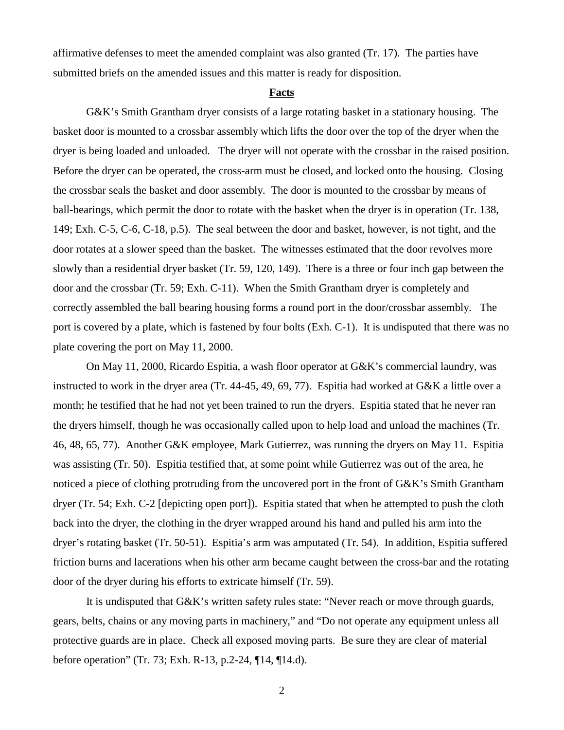affirmative defenses to meet the amended complaint was also granted (Tr. 17). The parties have submitted briefs on the amended issues and this matter is ready for disposition.

## **Facts**

G&K's Smith Grantham dryer consists of a large rotating basket in a stationary housing. The basket door is mounted to a crossbar assembly which lifts the door over the top of the dryer when the dryer is being loaded and unloaded. The dryer will not operate with the crossbar in the raised position. Before the dryer can be operated, the cross-arm must be closed, and locked onto the housing. Closing the crossbar seals the basket and door assembly. The door is mounted to the crossbar by means of ball-bearings, which permit the door to rotate with the basket when the dryer is in operation (Tr. 138, 149; Exh. C-5, C-6, C-18, p.5). The seal between the door and basket, however, is not tight, and the door rotates at a slower speed than the basket. The witnesses estimated that the door revolves more slowly than a residential dryer basket (Tr. 59, 120, 149). There is a three or four inch gap between the door and the crossbar (Tr. 59; Exh. C-11). When the Smith Grantham dryer is completely and correctly assembled the ball bearing housing forms a round port in the door/crossbar assembly. The port is covered by a plate, which is fastened by four bolts (Exh. C-1). It is undisputed that there was no plate covering the port on May 11, 2000.

On May 11, 2000, Ricardo Espitia, a wash floor operator at G&K's commercial laundry, was instructed to work in the dryer area (Tr. 44-45, 49, 69, 77). Espitia had worked at G&K a little over a month; he testified that he had not yet been trained to run the dryers. Espitia stated that he never ran the dryers himself, though he was occasionally called upon to help load and unload the machines (Tr. 46, 48, 65, 77). Another G&K employee, Mark Gutierrez, was running the dryers on May 11. Espitia was assisting (Tr. 50). Espitia testified that, at some point while Gutierrez was out of the area, he noticed a piece of clothing protruding from the uncovered port in the front of G&K's Smith Grantham dryer (Tr. 54; Exh. C-2 [depicting open port]). Espitia stated that when he attempted to push the cloth back into the dryer, the clothing in the dryer wrapped around his hand and pulled his arm into the dryer's rotating basket (Tr. 50-51). Espitia's arm was amputated (Tr. 54). In addition, Espitia suffered friction burns and lacerations when his other arm became caught between the cross-bar and the rotating door of the dryer during his efforts to extricate himself (Tr. 59).

It is undisputed that G&K's written safety rules state: "Never reach or move through guards, gears, belts, chains or any moving parts in machinery," and "Do not operate any equipment unless all protective guards are in place. Check all exposed moving parts. Be sure they are clear of material before operation" (Tr. 73; Exh. R-13, p.2-24, ¶14, ¶14.d).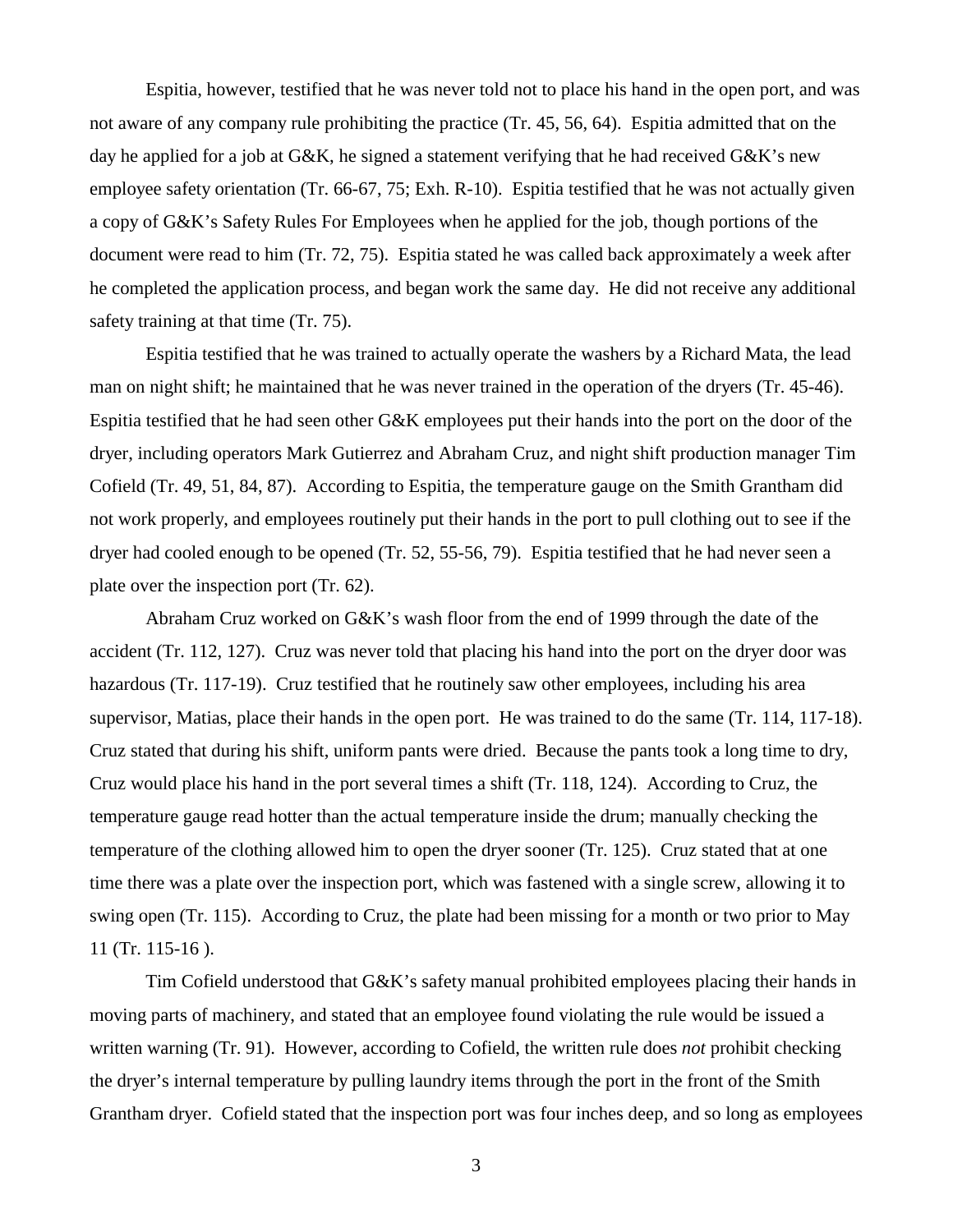Espitia, however, testified that he was never told not to place his hand in the open port, and was not aware of any company rule prohibiting the practice (Tr. 45, 56, 64). Espitia admitted that on the day he applied for a job at G&K, he signed a statement verifying that he had received G&K's new employee safety orientation (Tr. 66-67, 75; Exh. R-10). Espitia testified that he was not actually given a copy of G&K's Safety Rules For Employees when he applied for the job, though portions of the document were read to him (Tr. 72, 75). Espitia stated he was called back approximately a week after he completed the application process, and began work the same day. He did not receive any additional safety training at that time (Tr. 75).

Espitia testified that he was trained to actually operate the washers by a Richard Mata, the lead man on night shift; he maintained that he was never trained in the operation of the dryers (Tr. 45-46). Espitia testified that he had seen other G&K employees put their hands into the port on the door of the dryer, including operators Mark Gutierrez and Abraham Cruz, and night shift production manager Tim Cofield (Tr. 49, 51, 84, 87). According to Espitia, the temperature gauge on the Smith Grantham did not work properly, and employees routinely put their hands in the port to pull clothing out to see if the dryer had cooled enough to be opened (Tr. 52, 55-56, 79). Espitia testified that he had never seen a plate over the inspection port (Tr. 62).

Abraham Cruz worked on G&K's wash floor from the end of 1999 through the date of the accident (Tr. 112, 127). Cruz was never told that placing his hand into the port on the dryer door was hazardous (Tr. 117-19). Cruz testified that he routinely saw other employees, including his area supervisor, Matias, place their hands in the open port. He was trained to do the same (Tr. 114, 117-18). Cruz stated that during his shift, uniform pants were dried. Because the pants took a long time to dry, Cruz would place his hand in the port several times a shift (Tr. 118, 124). According to Cruz, the temperature gauge read hotter than the actual temperature inside the drum; manually checking the temperature of the clothing allowed him to open the dryer sooner (Tr. 125). Cruz stated that at one time there was a plate over the inspection port, which was fastened with a single screw, allowing it to swing open (Tr. 115). According to Cruz, the plate had been missing for a month or two prior to May 11 (Tr. 115-16 ).

Tim Cofield understood that G&K's safety manual prohibited employees placing their hands in moving parts of machinery, and stated that an employee found violating the rule would be issued a written warning (Tr. 91). However, according to Cofield, the written rule does *not* prohibit checking the dryer's internal temperature by pulling laundry items through the port in the front of the Smith Grantham dryer. Cofield stated that the inspection port was four inches deep, and so long as employees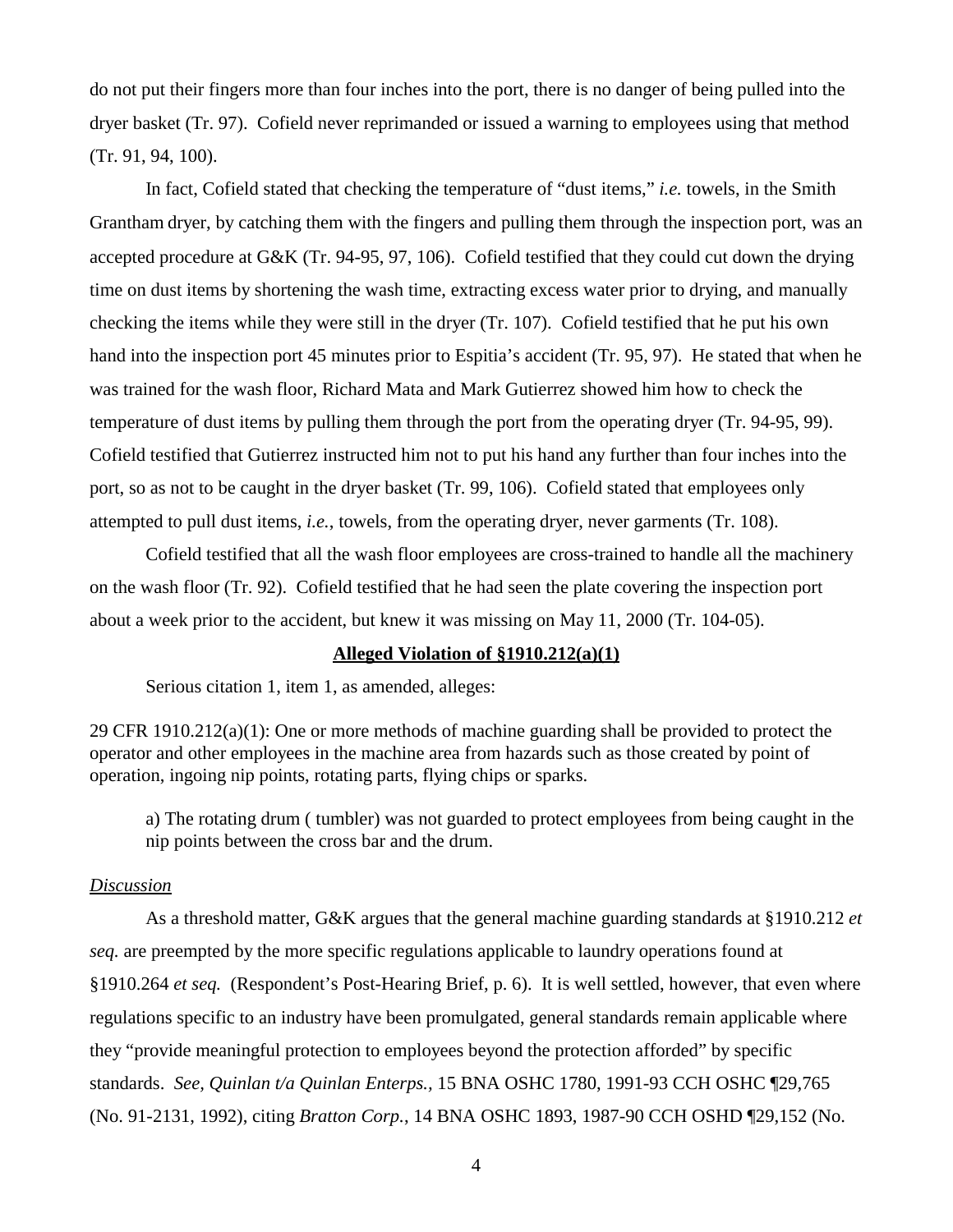do not put their fingers more than four inches into the port, there is no danger of being pulled into the dryer basket (Tr. 97). Cofield never reprimanded or issued a warning to employees using that method (Tr. 91, 94, 100).

In fact, Cofield stated that checking the temperature of "dust items," *i.e.* towels, in the Smith Grantham dryer, by catching them with the fingers and pulling them through the inspection port, was an accepted procedure at G&K (Tr. 94-95, 97, 106). Cofield testified that they could cut down the drying time on dust items by shortening the wash time, extracting excess water prior to drying, and manually checking the items while they were still in the dryer (Tr. 107). Cofield testified that he put his own hand into the inspection port 45 minutes prior to Espitia's accident (Tr. 95, 97). He stated that when he was trained for the wash floor, Richard Mata and Mark Gutierrez showed him how to check the temperature of dust items by pulling them through the port from the operating dryer (Tr. 94-95, 99). Cofield testified that Gutierrez instructed him not to put his hand any further than four inches into the port, so as not to be caught in the dryer basket (Tr. 99, 106). Cofield stated that employees only attempted to pull dust items, *i.e.*, towels, from the operating dryer, never garments (Tr. 108).

Cofield testified that all the wash floor employees are cross-trained to handle all the machinery on the wash floor (Tr. 92). Cofield testified that he had seen the plate covering the inspection port about a week prior to the accident, but knew it was missing on May 11, 2000 (Tr. 104-05).

**Alleged Violation of §1910.212(a)(1)**

Serious citation 1, item 1, as amended, alleges:

29 CFR 1910.212(a)(1): One or more methods of machine guarding shall be provided to protect the operator and other employees in the machine area from hazards such as those created by point of operation, ingoing nip points, rotating parts, flying chips or sparks.

> a) The rotating drum ( tumbler) was not guarded to protect employees from being caught in the nip points between the cross bar and the drum.

*Discussion*

As a threshold matter, G&K argues that the general machine guarding standards at §1910.212 *et seq.* are preempted by the more specific regulations applicable to laundry operations found at §1910.264 *et seq.* (Respondent's Post-Hearing Brief, p. 6). It is well settled, however, that even where regulations specific to an industry have been promulgated, general standards remain applicable where they "provide meaningful protection to employees beyond the protection afforded" by specific standards. *See, Quinlan t/a Quinlan Enterps.*, 15 BNA OSHC 1780, 1991-93 CCH OSHC ¶29,765 (No. 91-2131, 1992), citing *Bratton Corp.*, 14 BNA OSHC 1893, 1987-90 CCH OSHD ¶29,152 (No.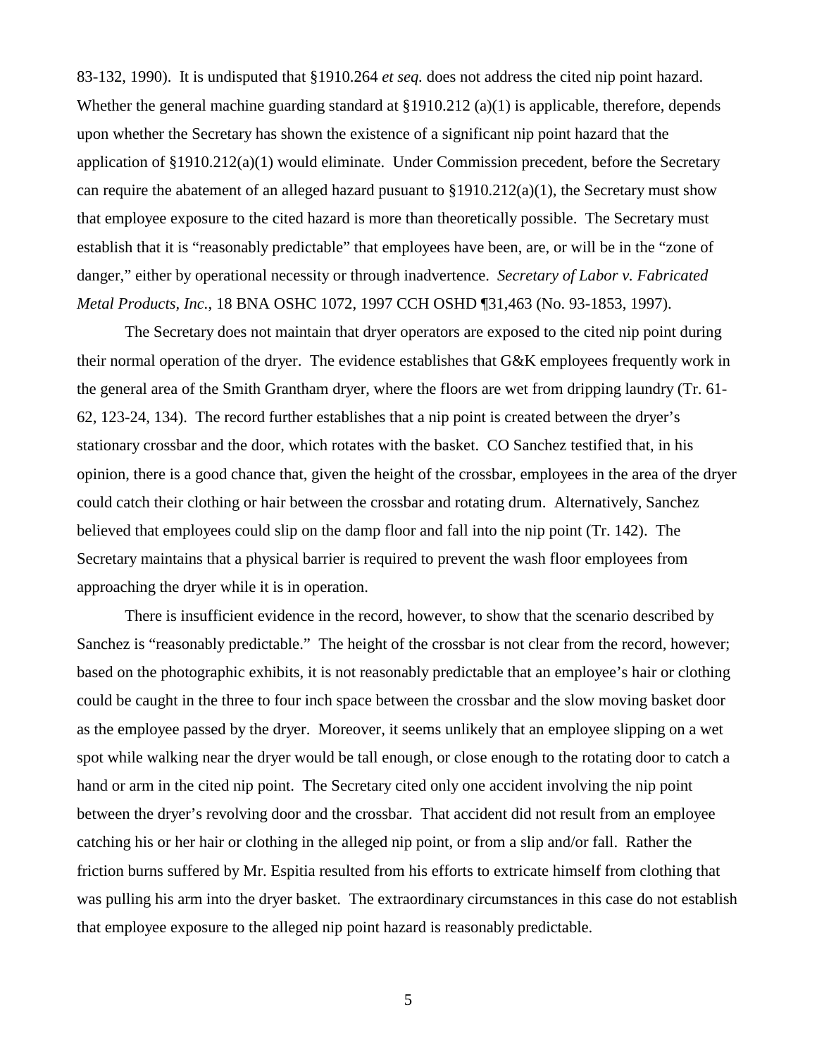83-132, 1990). It is undisputed that §1910.264 *et seq.* does not address the cited nip point hazard. Whether the general machine guarding standard at §1910.212 (a)(1) is applicable, therefore, depends upon whether the Secretary has shown the existence of a significant nip point hazard that the application of §1910.212(a)(1) would eliminate. Under Commission precedent, before the Secretary can require the abatement of an alleged hazard pusuant to §1910.212(a)(1), the Secretary must show that employee exposure to the cited hazard is more than theoretically possible. The Secretary must establish that it is "reasonably predictable" that employees have been, are, or will be in the "zone of danger," either by operational necessity or through inadvertence. *Secretary of Labor v. Fabricated Metal Products, Inc.*, 18 BNA OSHC 1072, 1997 CCH OSHD ¶31,463 (No. 93-1853, 1997).

The Secretary does not maintain that dryer operators are exposed to the cited nip point during their normal operation of the dryer. The evidence establishes that G&K employees frequently work in the general area of the Smith Grantham dryer, where the floors are wet from dripping laundry (Tr. 61-62, 123-24, 134). The record further establishes that a nip point is created between the dryer's stationary crossbar and the door, which rotates with the basket. CO Sanchez testified that, in his opinion, there is a good chance that, given the height of the crossbar, employees in the area of the dryer could catch their clothing or hair between the crossbar and rotating drum. Alternatively, Sanchez believed that employees could slip on the damp floor and fall into the nip point (Tr. 142). The Secretary maintains that a physical barrier is required to prevent the wash floor employees from approaching the dryer while it is in operation.

There is insufficient evidence in the record, however, to show that the scenario described by Sanchez is "reasonably predictable." The height of the crossbar is not clear from the record, however; based on the photographic exhibits, it is not reasonably predictable that an employee's hair or clothing could be caught in the three to four inch space between the crossbar and the slow moving basket door as the employee passed by the dryer. Moreover, it seems unlikely that an employee slipping on a wet spot while walking near the dryer would be tall enough, or close enough to the rotating door to catch a hand or arm in the cited nip point. The Secretary cited only one accident involving the nip point between the dryer's revolving door and the crossbar. That accident did not result from an employee catching his or her hair or clothing in the alleged nip point, or from a slip and/or fall. Rather the friction burns suffered by Mr. Espitia resulted from his efforts to extricate himself from clothing that was pulling his arm into the dryer basket. The extraordinary circumstances in this case do not establish that employee exposure to the alleged nip point hazard is reasonably predictable.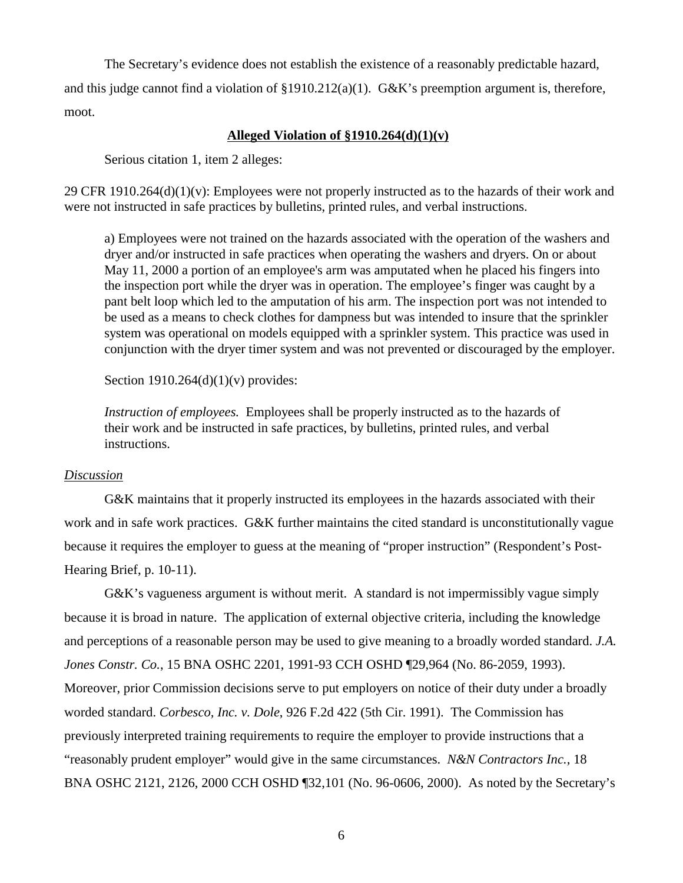The Secretary's evidence does not establish the existence of a reasonably predictable hazard, and this judge cannot find a violation of §1910.212(a)(1). G&K's preemption argument is, therefore, moot.

**Alleged Violation of §1910.264(d)(1)(v)**

Serious citation 1, item 2 alleges:

29 CFR 1910.264(d)(1)(v): Employees were not properly instructed as to the hazards of their work and were not instructed in safe practices by bulletins, printed rules, and verbal instructions.

> a) Employees were not trained on the hazards associated with the operation of the washers and dryer and/or instructed in safe practices when operating the washers and dryers. On or about May 11, 2000 a portion of an employee's arm was amputated when he placed his fingers into the inspection port while the dryer was in operation. The employee's finger was caught by a pant belt loop which led to the amputation of his arm. The inspection port was not intended to be used as a means to check clothes for dampness but was intended to insure that the sprinkler system was operational on models equipped with a sprinkler system. This practice was used in conjunction with the dryer timer system and was not prevented or discouraged by the employer.
>
> Section 1910.264(d)(1)(v) provides:
>
> *Instruction of employees.* Employees shall be properly instructed as to the hazards of their work and be instructed in safe practices, by bulletins, printed rules, and verbal instructions.

*Discussion*

G&K maintains that it properly instructed its employees in the hazards associated with their work and in safe work practices. G&K further maintains the cited standard is unconstitutionally vague because it requires the employer to guess at the meaning of "proper instruction" (Respondent's Post-Hearing Brief, p. 10-11).

G&K's vagueness argument is without merit. A standard is not impermissibly vague simply because it is broad in nature. The application of external objective criteria, including the knowledge and perceptions of a reasonable person may be used to give meaning to a broadly worded standard. *J.A. Jones Constr. Co.*, 15 BNA OSHC 2201, 1991-93 CCH OSHD ¶29,964 (No. 86-2059, 1993). Moreover, prior Commission decisions serve to put employers on notice of their duty under a broadly worded standard. *Corbesco, Inc. v. Dole*, 926 F.2d 422 (5th Cir. 1991). The Commission has previously interpreted training requirements to require the employer to provide instructions that a "reasonably prudent employer" would give in the same circumstances. *N&N Contractors Inc.*, 18 BNA OSHC 2121, 2126, 2000 CCH OSHD ¶32,101 (No. 96-0606, 2000). As noted by the Secretary's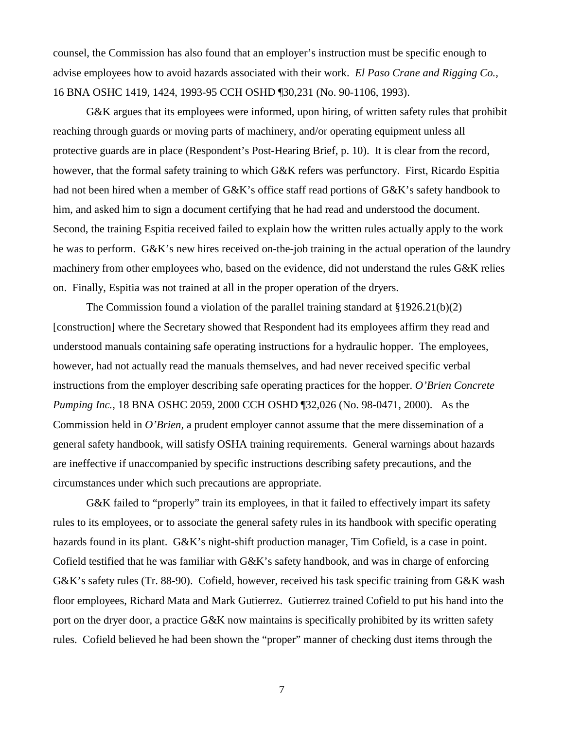counsel, the Commission has also found that an employer's instruction must be specific enough to advise employees how to avoid hazards associated with their work. *El Paso Crane and Rigging Co.,* 16 BNA OSHC 1419, 1424, 1993-95 CCH OSHD ¶30,231 (No. 90-1106, 1993).

G&K argues that its employees were informed, upon hiring, of written safety rules that prohibit reaching through guards or moving parts of machinery, and/or operating equipment unless all protective guards are in place (Respondent's Post-Hearing Brief, p. 10). It is clear from the record, however, that the formal safety training to which G&K refers was perfunctory. First, Ricardo Espitia had not been hired when a member of G&K's office staff read portions of G&K's safety handbook to him, and asked him to sign a document certifying that he had read and understood the document. Second, the training Espitia received failed to explain how the written rules actually apply to the work he was to perform. G&K's new hires received on-the-job training in the actual operation of the laundry machinery from other employees who, based on the evidence, did not understand the rules G&K relies on. Finally, Espitia was not trained at all in the proper operation of the dryers.

The Commission found a violation of the parallel training standard at §1926.21(b)(2) [construction] where the Secretary showed that Respondent had its employees affirm they read and understood manuals containing safe operating instructions for a hydraulic hopper. The employees, however, had not actually read the manuals themselves, and had never received specific verbal instructions from the employer describing safe operating practices for the hopper. *O'Brien Concrete Pumping Inc.,* 18 BNA OSHC 2059, 2000 CCH OSHD ¶32,026 (No. 98-0471, 2000). As the Commission held in *O'Brien,* a prudent employer cannot assume that the mere dissemination of a general safety handbook, will satisfy OSHA training requirements. General warnings about hazards are ineffective if unaccompanied by specific instructions describing safety precautions, and the circumstances under which such precautions are appropriate.

G&K failed to "properly" train its employees, in that it failed to effectively impart its safety rules to its employees, or to associate the general safety rules in its handbook with specific operating hazards found in its plant. G&K's night-shift production manager, Tim Cofield, is a case in point. Cofield testified that he was familiar with G&K's safety handbook, and was in charge of enforcing G&K's safety rules (Tr. 88-90). Cofield, however, received his task specific training from G&K wash floor employees, Richard Mata and Mark Gutierrez. Gutierrez trained Cofield to put his hand into the port on the dryer door, a practice G&K now maintains is specifically prohibited by its written safety rules. Cofield believed he had been shown the "proper" manner of checking dust items through the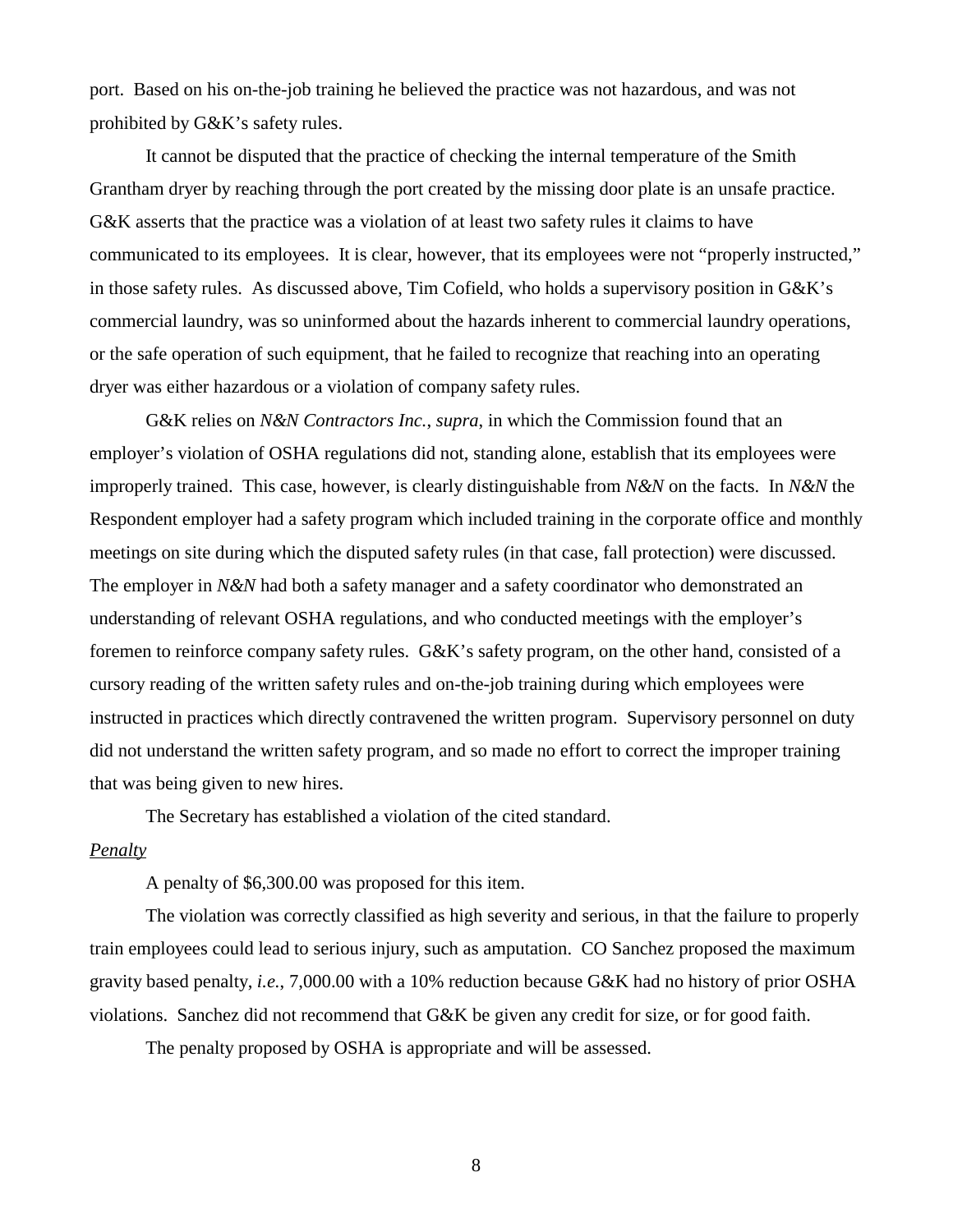port. Based on his on-the-job training he believed the practice was not hazardous, and was not prohibited by G&K's safety rules.

It cannot be disputed that the practice of checking the internal temperature of the Smith Grantham dryer by reaching through the port created by the missing door plate is an unsafe practice. G&K asserts that the practice was a violation of at least two safety rules it claims to have communicated to its employees. It is clear, however, that its employees were not "properly instructed," in those safety rules. As discussed above, Tim Cofield, who holds a supervisory position in G&K's commercial laundry, was so uninformed about the hazards inherent to commercial laundry operations, or the safe operation of such equipment, that he failed to recognize that reaching into an operating dryer was either hazardous or a violation of company safety rules.

G&K relies on *N&N Contractors Inc.*, *supra*, in which the Commission found that an employer's violation of OSHA regulations did not, standing alone, establish that its employees were improperly trained. This case, however, is clearly distinguishable from *N&N* on the facts. In *N&N* the Respondent employer had a safety program which included training in the corporate office and monthly meetings on site during which the disputed safety rules (in that case, fall protection) were discussed. The employer in *N&N* had both a safety manager and a safety coordinator who demonstrated an understanding of relevant OSHA regulations, and who conducted meetings with the employer's foremen to reinforce company safety rules. G&K's safety program, on the other hand, consisted of a cursory reading of the written safety rules and on-the-job training during which employees were instructed in practices which directly contravened the written program. Supervisory personnel on duty did not understand the written safety program, and so made no effort to correct the improper training that was being given to new hires.

The Secretary has established a violation of the cited standard.

*Penalty*

A penalty of $6,300.00 was proposed for this item.

The violation was correctly classified as high severity and serious, in that the failure to properly train employees could lead to serious injury, such as amputation. CO Sanchez proposed the maximum gravity based penalty, *i.e.*, 7,000.00 with a 10% reduction because G&K had no history of prior OSHA violations. Sanchez did not recommend that G&K be given any credit for size, or for good faith.

The penalty proposed by OSHA is appropriate and will be assessed.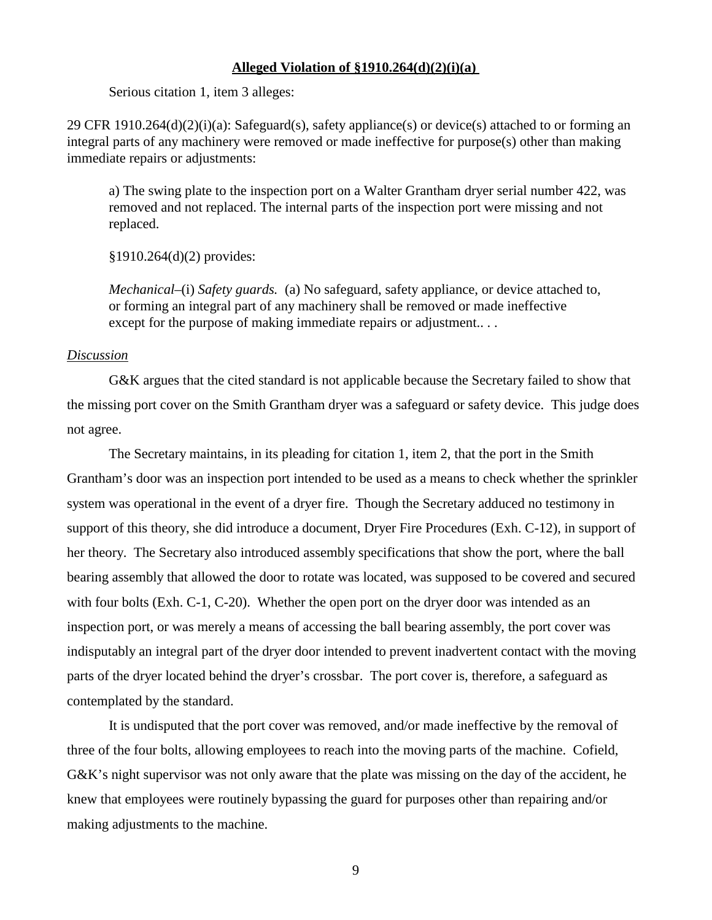**Alleged Violation of §1910.264(d)(2)(i)(a)**

Serious citation 1, item 3 alleges:

29 CFR 1910.264(d)(2)(i)(a): Safeguard(s), safety appliance(s) or device(s) attached to or forming an integral parts of any machinery were removed or made ineffective for purpose(s) other than making immediate repairs or adjustments:

> a) The swing plate to the inspection port on a Walter Grantham dryer serial number 422, was removed and not replaced. The internal parts of the inspection port were missing and not replaced.
>
> §1910.264(d)(2) provides:
>
> *Mechanical*–(i) *Safety guards.* (a) No safeguard, safety appliance, or device attached to, or forming an integral part of any machinery shall be removed or made ineffective except for the purpose of making immediate repairs or adjustment.. . .

*Discussion*

G&K argues that the cited standard is not applicable because the Secretary failed to show that the missing port cover on the Smith Grantham dryer was a safeguard or safety device. This judge does not agree.

The Secretary maintains, in its pleading for citation 1, item 2, that the port in the Smith Grantham's door was an inspection port intended to be used as a means to check whether the sprinkler system was operational in the event of a dryer fire. Though the Secretary adduced no testimony in support of this theory, she did introduce a document, Dryer Fire Procedures (Exh. C-12), in support of her theory. The Secretary also introduced assembly specifications that show the port, where the ball bearing assembly that allowed the door to rotate was located, was supposed to be covered and secured with four bolts (Exh. C-1, C-20). Whether the open port on the dryer door was intended as an inspection port, or was merely a means of accessing the ball bearing assembly, the port cover was indisputably an integral part of the dryer door intended to prevent inadvertent contact with the moving parts of the dryer located behind the dryer's crossbar. The port cover is, therefore, a safeguard as contemplated by the standard.

It is undisputed that the port cover was removed, and/or made ineffective by the removal of three of the four bolts, allowing employees to reach into the moving parts of the machine. Cofield, G&K's night supervisor was not only aware that the plate was missing on the day of the accident, he knew that employees were routinely bypassing the guard for purposes other than repairing and/or making adjustments to the machine.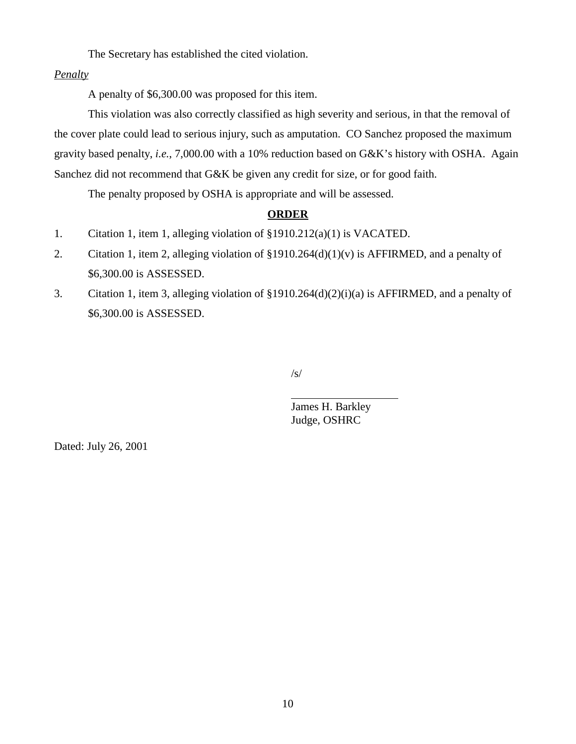The Secretary has established the cited violation.

*Penalty*

A penalty of $6,300.00 was proposed for this item.

This violation was also correctly classified as high severity and serious, in that the removal of the cover plate could lead to serious injury, such as amputation. CO Sanchez proposed the maximum gravity based penalty, *i.e.*, 7,000.00 with a 10% reduction based on G&K's history with OSHA. Again Sanchez did not recommend that G&K be given any credit for size, or for good faith.

The penalty proposed by OSHA is appropriate and will be assessed.

## ORDER

1. Citation 1, item 1, alleging violation of §1910.212(a)(1) is VACATED.
2. Citation 1, item 2, alleging violation of §1910.264(d)(1)(v) is AFFIRMED, and a penalty of $6,300.00 is ASSESSED.
3. Citation 1, item 3, alleging violation of §1910.264(d)(2)(i)(a) is AFFIRMED, and a penalty of $6,300.00 is ASSESSED.

/s/

James H. Barkley
Judge, OSHRC

Dated: July 26, 2001